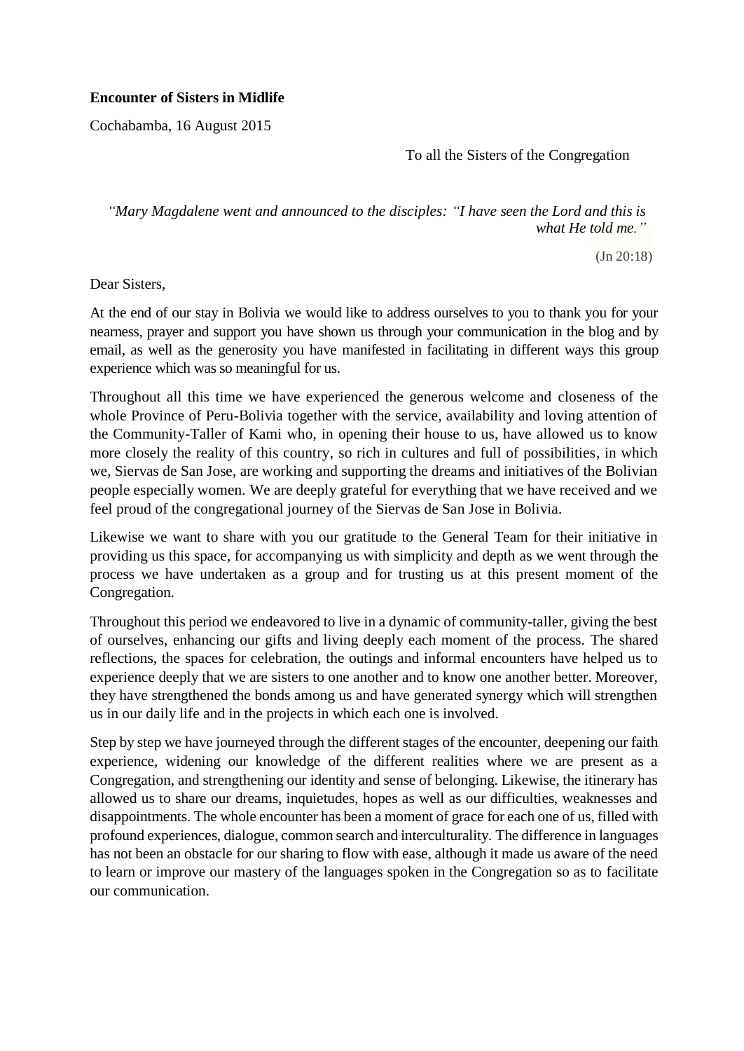**Encounter of Sisters in Midlife**

Cochabamba, 16 August 2015

To all the Sisters of the Congregation

*"Mary Magdalene went and announced to the disciples: "I have seen the Lord and this is what He told me."*

(Jn 20:18)

Dear Sisters,

At the end of our stay in Bolivia we would like to address ourselves to you to thank you for your nearness, prayer and support you have shown us through your communication in the blog and by email, as well as the generosity you have manifested in facilitating in different ways this group experience which was so meaningful for us.

Throughout all this time we have experienced the generous welcome and closeness of the whole Province of Peru-Bolivia together with the service, availability and loving attention of the Community-Taller of Kami who, in opening their house to us, have allowed us to know more closely the reality of this country, so rich in cultures and full of possibilities, in which we, Siervas de San Jose, are working and supporting the dreams and initiatives of the Bolivian people especially women. We are deeply grateful for everything that we have received and we feel proud of the congregational journey of the Siervas de San Jose in Bolivia.

Likewise we want to share with you our gratitude to the General Team for their initiative in providing us this space, for accompanying us with simplicity and depth as we went through the process we have undertaken as a group and for trusting us at this present moment of the Congregation.

Throughout this period we endeavored to live in a dynamic of community-taller, giving the best of ourselves, enhancing our gifts and living deeply each moment of the process. The shared reflections, the spaces for celebration, the outings and informal encounters have helped us to experience deeply that we are sisters to one another and to know one another better. Moreover, they have strengthened the bonds among us and have generated synergy which will strengthen us in our daily life and in the projects in which each one is involved.

Step by step we have journeyed through the different stages of the encounter, deepening our faith experience, widening our knowledge of the different realities where we are present as a Congregation, and strengthening our identity and sense of belonging. Likewise, the itinerary has allowed us to share our dreams, inquietudes, hopes as well as our difficulties, weaknesses and disappointments. The whole encounter has been a moment of grace for each one of us, filled with profound experiences, dialogue, common search and interculturality. The difference in languages has not been an obstacle for our sharing to flow with ease, although it made us aware of the need to learn or improve our mastery of the languages spoken in the Congregation so as to facilitate our communication.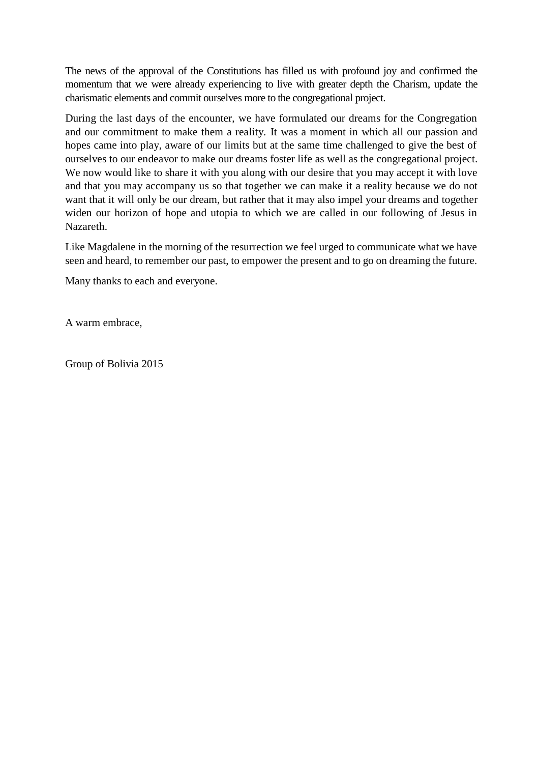The news of the approval of the Constitutions has filled us with profound joy and confirmed the momentum that we were already experiencing to live with greater depth the Charism, update the charismatic elements and commit ourselves more to the congregational project.

During the last days of the encounter, we have formulated our dreams for the Congregation and our commitment to make them a reality. It was a moment in which all our passion and hopes came into play, aware of our limits but at the same time challenged to give the best of ourselves to our endeavor to make our dreams foster life as well as the congregational project. We now would like to share it with you along with our desire that you may accept it with love and that you may accompany us so that together we can make it a reality because we do not want that it will only be our dream, but rather that it may also impel your dreams and together widen our horizon of hope and utopia to which we are called in our following of Jesus in Nazareth.

Like Magdalene in the morning of the resurrection we feel urged to communicate what we have seen and heard, to remember our past, to empower the present and to go on dreaming the future.

Many thanks to each and everyone.

A warm embrace,

Group of Bolivia 2015